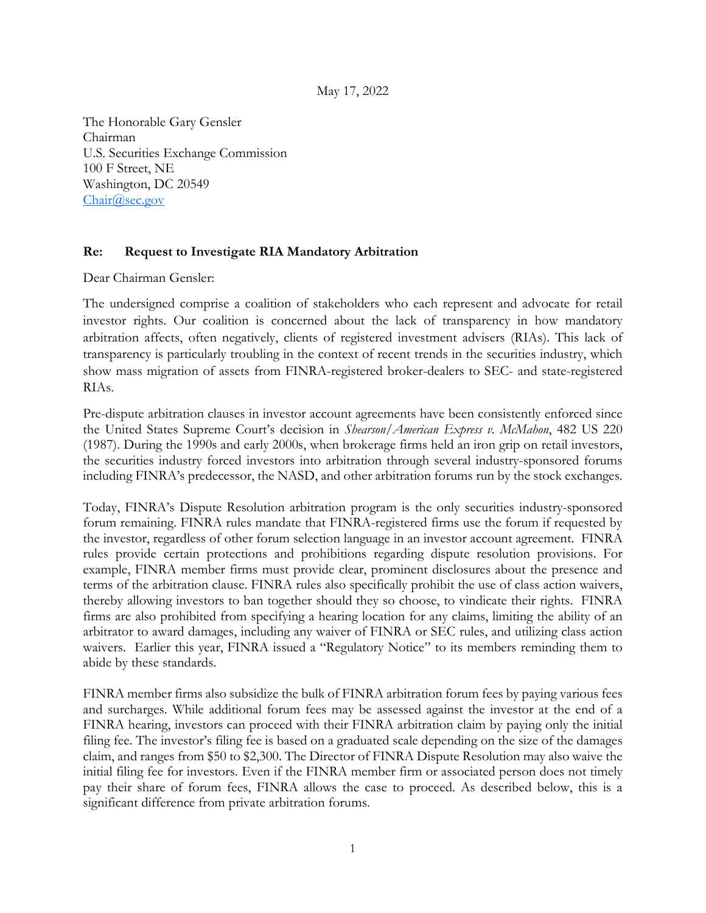May 17, 2022

The Honorable Gary Gensler
Chairman
U.S. Securities Exchange Commission
100 F Street, NE
Washington, DC 20549
[Chair@sec.gov](mailto:Chair@sec.gov)

**Re: Request to Investigate RIA Mandatory Arbitration**

Dear Chairman Gensler:

The undersigned comprise a coalition of stakeholders who each represent and advocate for retail investor rights. Our coalition is concerned about the lack of transparency in how mandatory arbitration affects, often negatively, clients of registered investment advisers (RIAs). This lack of transparency is particularly troubling in the context of recent trends in the securities industry, which show mass migration of assets from FINRA-registered broker-dealers to SEC- and state-registered RIAs.

Pre-dispute arbitration clauses in investor account agreements have been consistently enforced since the United States Supreme Court's decision in *Shearson/American Express v. McMahon*, 482 US 220 (1987). During the 1990s and early 2000s, when brokerage firms held an iron grip on retail investors, the securities industry forced investors into arbitration through several industry-sponsored forums including FINRA's predecessor, the NASD, and other arbitration forums run by the stock exchanges.

Today, FINRA's Dispute Resolution arbitration program is the only securities industry-sponsored forum remaining. FINRA rules mandate that FINRA-registered firms use the forum if requested by the investor, regardless of other forum selection language in an investor account agreement. FINRA rules provide certain protections and prohibitions regarding dispute resolution provisions. For example, FINRA member firms must provide clear, prominent disclosures about the presence and terms of the arbitration clause. FINRA rules also specifically prohibit the use of class action waivers, thereby allowing investors to ban together should they so choose, to vindicate their rights. FINRA firms are also prohibited from specifying a hearing location for any claims, limiting the ability of an arbitrator to award damages, including any waiver of FINRA or SEC rules, and utilizing class action waivers. Earlier this year, FINRA issued a "Regulatory Notice" to its members reminding them to abide by these standards.

FINRA member firms also subsidize the bulk of FINRA arbitration forum fees by paying various fees and surcharges. While additional forum fees may be assessed against the investor at the end of a FINRA hearing, investors can proceed with their FINRA arbitration claim by paying only the initial filing fee. The investor's filing fee is based on a graduated scale depending on the size of the damages claim, and ranges from $50 to $2,300. The Director of FINRA Dispute Resolution may also waive the initial filing fee for investors. Even if the FINRA member firm or associated person does not timely pay their share of forum fees, FINRA allows the case to proceed. As described below, this is a significant difference from private arbitration forums.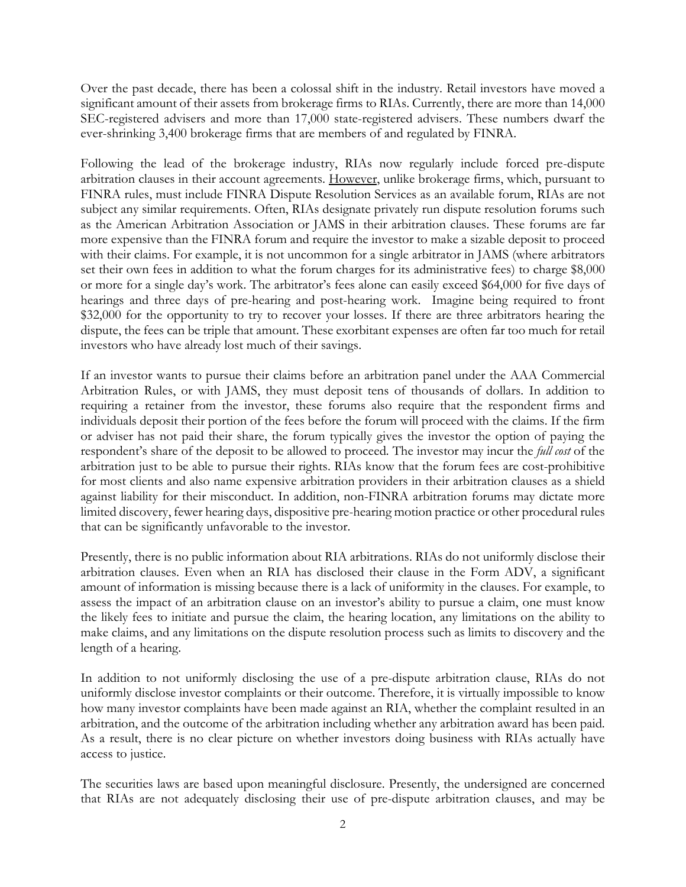Over the past decade, there has been a colossal shift in the industry. Retail investors have moved a significant amount of their assets from brokerage firms to RIAs. Currently, there are more than 14,000 SEC-registered advisers and more than 17,000 state-registered advisers. These numbers dwarf the ever-shrinking 3,400 brokerage firms that are members of and regulated by FINRA.

Following the lead of the brokerage industry, RIAs now regularly include forced pre-dispute arbitration clauses in their account agreements. <u>However</u>, unlike brokerage firms, which, pursuant to FINRA rules, must include FINRA Dispute Resolution Services as an available forum, RIAs are not subject any similar requirements. Often, RIAs designate privately run dispute resolution forums such as the American Arbitration Association or JAMS in their arbitration clauses. These forums are far more expensive than the FINRA forum and require the investor to make a sizable deposit to proceed with their claims. For example, it is not uncommon for a single arbitrator in JAMS (where arbitrators set their own fees in addition to what the forum charges for its administrative fees) to charge $8,000 or more for a single day's work. The arbitrator's fees alone can easily exceed $64,000 for five days of hearings and three days of pre-hearing and post-hearing work. Imagine being required to front $32,000 for the opportunity to try to recover your losses. If there are three arbitrators hearing the dispute, the fees can be triple that amount. These exorbitant expenses are often far too much for retail investors who have already lost much of their savings.

If an investor wants to pursue their claims before an arbitration panel under the AAA Commercial Arbitration Rules, or with JAMS, they must deposit tens of thousands of dollars. In addition to requiring a retainer from the investor, these forums also require that the respondent firms and individuals deposit their portion of the fees before the forum will proceed with the claims. If the firm or adviser has not paid their share, the forum typically gives the investor the option of paying the respondent's share of the deposit to be allowed to proceed. The investor may incur the *full cost* of the arbitration just to be able to pursue their rights. RIAs know that the forum fees are cost-prohibitive for most clients and also name expensive arbitration providers in their arbitration clauses as a shield against liability for their misconduct. In addition, non-FINRA arbitration forums may dictate more limited discovery, fewer hearing days, dispositive pre-hearing motion practice or other procedural rules that can be significantly unfavorable to the investor.

Presently, there is no public information about RIA arbitrations. RIAs do not uniformly disclose their arbitration clauses. Even when an RIA has disclosed their clause in the Form ADV, a significant amount of information is missing because there is a lack of uniformity in the clauses. For example, to assess the impact of an arbitration clause on an investor's ability to pursue a claim, one must know the likely fees to initiate and pursue the claim, the hearing location, any limitations on the ability to make claims, and any limitations on the dispute resolution process such as limits to discovery and the length of a hearing.

In addition to not uniformly disclosing the use of a pre-dispute arbitration clause, RIAs do not uniformly disclose investor complaints or their outcome. Therefore, it is virtually impossible to know how many investor complaints have been made against an RIA, whether the complaint resulted in an arbitration, and the outcome of the arbitration including whether any arbitration award has been paid. As a result, there is no clear picture on whether investors doing business with RIAs actually have access to justice.

The securities laws are based upon meaningful disclosure. Presently, the undersigned are concerned that RIAs are not adequately disclosing their use of pre-dispute arbitration clauses, and may be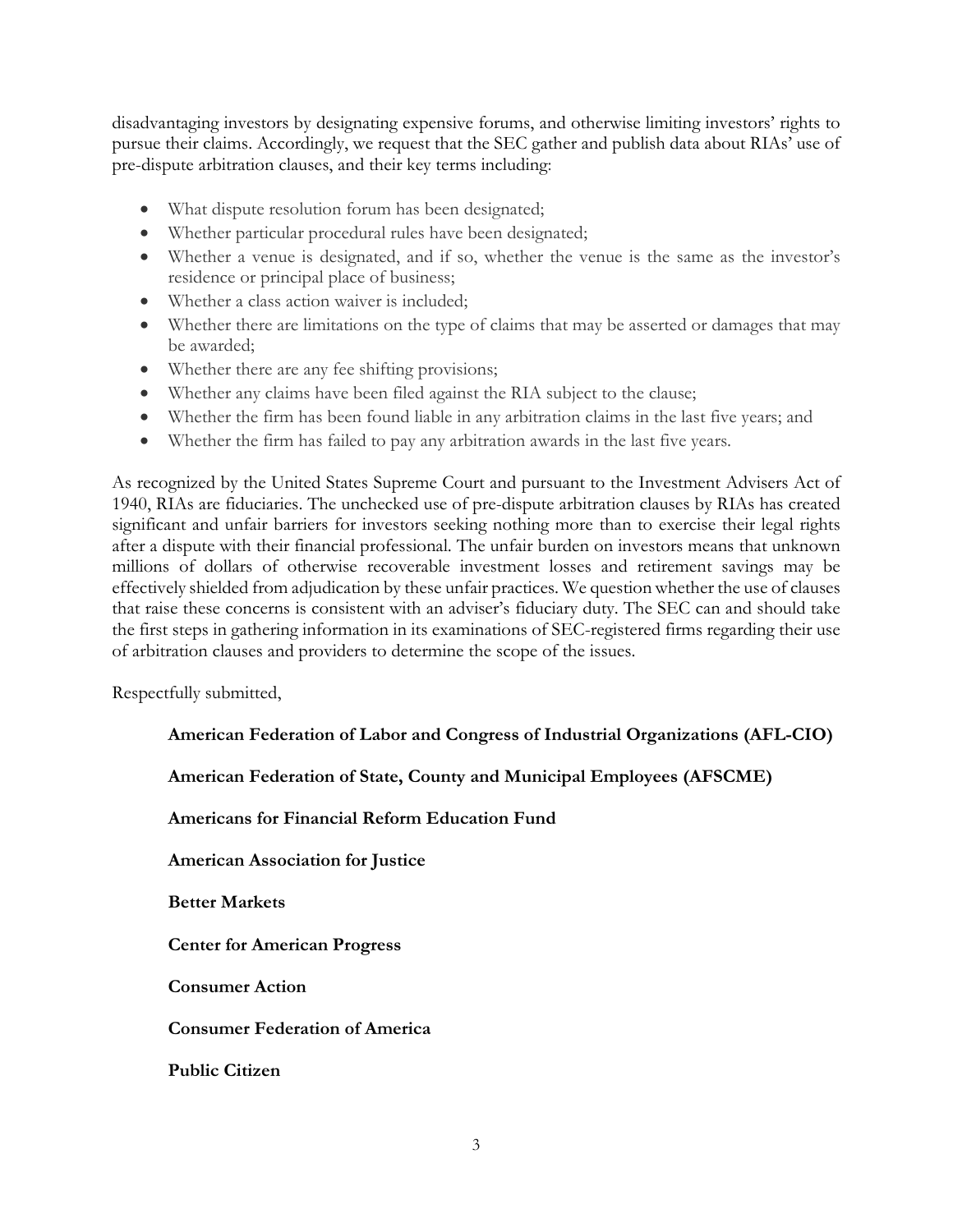disadvantaging investors by designating expensive forums, and otherwise limiting investors' rights to pursue their claims. Accordingly, we request that the SEC gather and publish data about RIAs' use of pre-dispute arbitration clauses, and their key terms including:

- What dispute resolution forum has been designated;
- Whether particular procedural rules have been designated;
- Whether a venue is designated, and if so, whether the venue is the same as the investor's residence or principal place of business;
- Whether a class action waiver is included;
- Whether there are limitations on the type of claims that may be asserted or damages that may be awarded;
- Whether there are any fee shifting provisions;
- Whether any claims have been filed against the RIA subject to the clause;
- Whether the firm has been found liable in any arbitration claims in the last five years; and
- Whether the firm has failed to pay any arbitration awards in the last five years.

As recognized by the United States Supreme Court and pursuant to the Investment Advisers Act of 1940, RIAs are fiduciaries. The unchecked use of pre-dispute arbitration clauses by RIAs has created significant and unfair barriers for investors seeking nothing more than to exercise their legal rights after a dispute with their financial professional. The unfair burden on investors means that unknown millions of dollars of otherwise recoverable investment losses and retirement savings may be effectively shielded from adjudication by these unfair practices. We question whether the use of clauses that raise these concerns is consistent with an adviser's fiduciary duty. The SEC can and should take the first steps in gathering information in its examinations of SEC-registered firms regarding their use of arbitration clauses and providers to determine the scope of the issues.

Respectfully submitted,

**American Federation of Labor and Congress of Industrial Organizations (AFL-CIO)**

**American Federation of State, County and Municipal Employees (AFSCME)**

**Americans for Financial Reform Education Fund**

**American Association for Justice**

**Better Markets**

**Center for American Progress**

**Consumer Action**

**Consumer Federation of America**

**Public Citizen**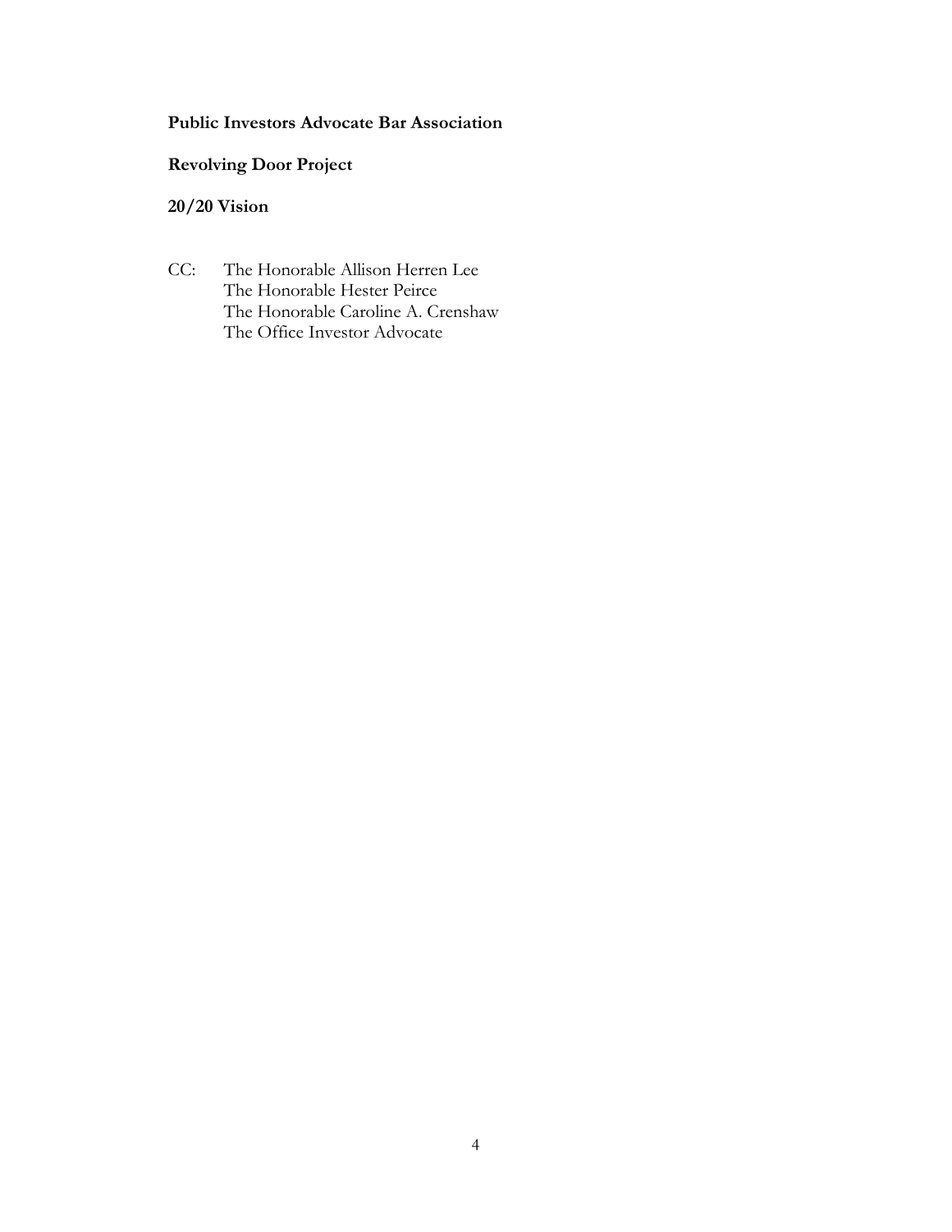**Public Investors Advocate Bar Association**

**Revolving Door Project**

**20/20 Vision**

CC: The Honorable Allison Herren Lee
The Honorable Hester Peirce
The Honorable Caroline A. Crenshaw
The Office Investor Advocate